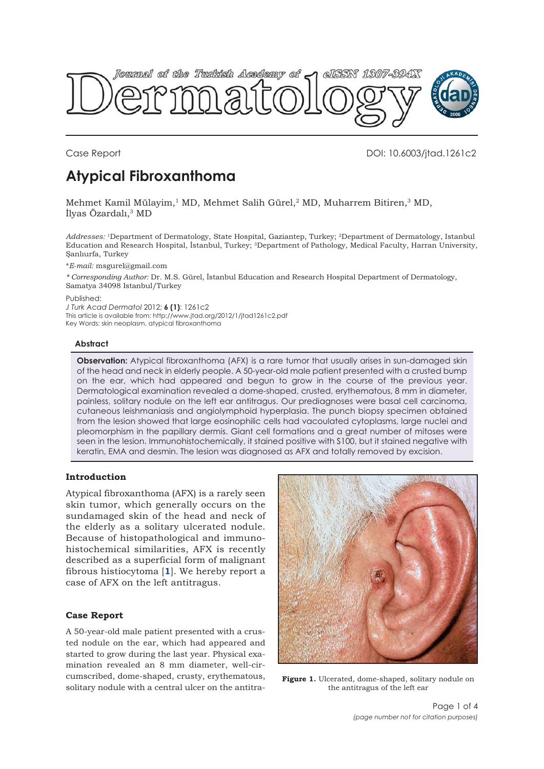Case Report

DOI: 10.6003/jtad.1261c2

# Atypical Fibroxanthoma

Mehmet Kamil Mülayim,[1] MD, Mehmet Salih Gürel,[2] MD, Muharrem Bitiren,[3] MD, İlyas Özardalı,[3] MD

*Addresses:* [1]Department of Dermatology, State Hospital, Gaziantep, Turkey; [2]Department of Dermatology, Istanbul Education and Research Hospital, İstanbul, Turkey; [3]Department of Pathology, Medical Faculty, Harran University, Şanlıurfa, Turkey

**E-mail:* msgurel@gmail.com

*\* Corresponding Author:* Dr. M.S. Gürel, İstanbul Education and Research Hospital Department of Dermatology, Samatya 34098 Istanbul/Turkey

Published:
*J Turk Acad Dermatol* 2012; **6 (1)**: 1261c2
This article is available from: http://www.jtad.org/2012/1/jtad1261c2.pdf
Key Words: skin neoplasm, atypical fibroxanthoma

### Abstract

**Observation:** Atypical fibroxanthoma (AFX) is a rare tumor that usually arises in sun-damaged skin of the head and neck in elderly people. A 50-year-old male patient presented with a crusted bump on the ear, which had appeared and begun to grow in the course of the previous year. Dermatological examination revealed a dome-shaped, crusted, erythematous, 8 mm in diameter, painless, solitary nodule on the left ear antitragus. Our prediagnoses were basal cell carcinoma, cutaneous leishmaniasis and angiolymphoid hyperplasia. The punch biopsy specimen obtained from the lesion showed that large eosinophilic cells had vacoulated cytoplasms, large nuclei and pleomorphism in the papillary dermis. Giant cell formations and a great number of mitoses were seen in the lesion. Immunohistochemically, it stained positive with S100, but it stained negative with keratin, EMA and desmin. The lesion was diagnosed as AFX and totally removed by excision.

## Introduction

Atypical fibroxanthoma (AFX) is a rarely seen skin tumor, which generally occurs on the sundamaged skin of the head and neck of the elderly as a solitary ulcerated nodule. Because of histopathological and immunohistochemical similarities, AFX is recently described as a superficial form of malignant fibrous histiocytoma [1]. We hereby report a case of AFX on the left antitragus.

## Case Report

A 50-year-old male patient presented with a crusted nodule on the ear, which had appeared and started to grow during the last year. Physical examination revealed an 8 mm diameter, well-circumscribed, dome-shaped, crusty, erythematous, solitary nodule with a central ulcer on the antitra-

**Figure 1.** Ulcerated, dome-shaped, solitary nodule on the antitragus of the left ear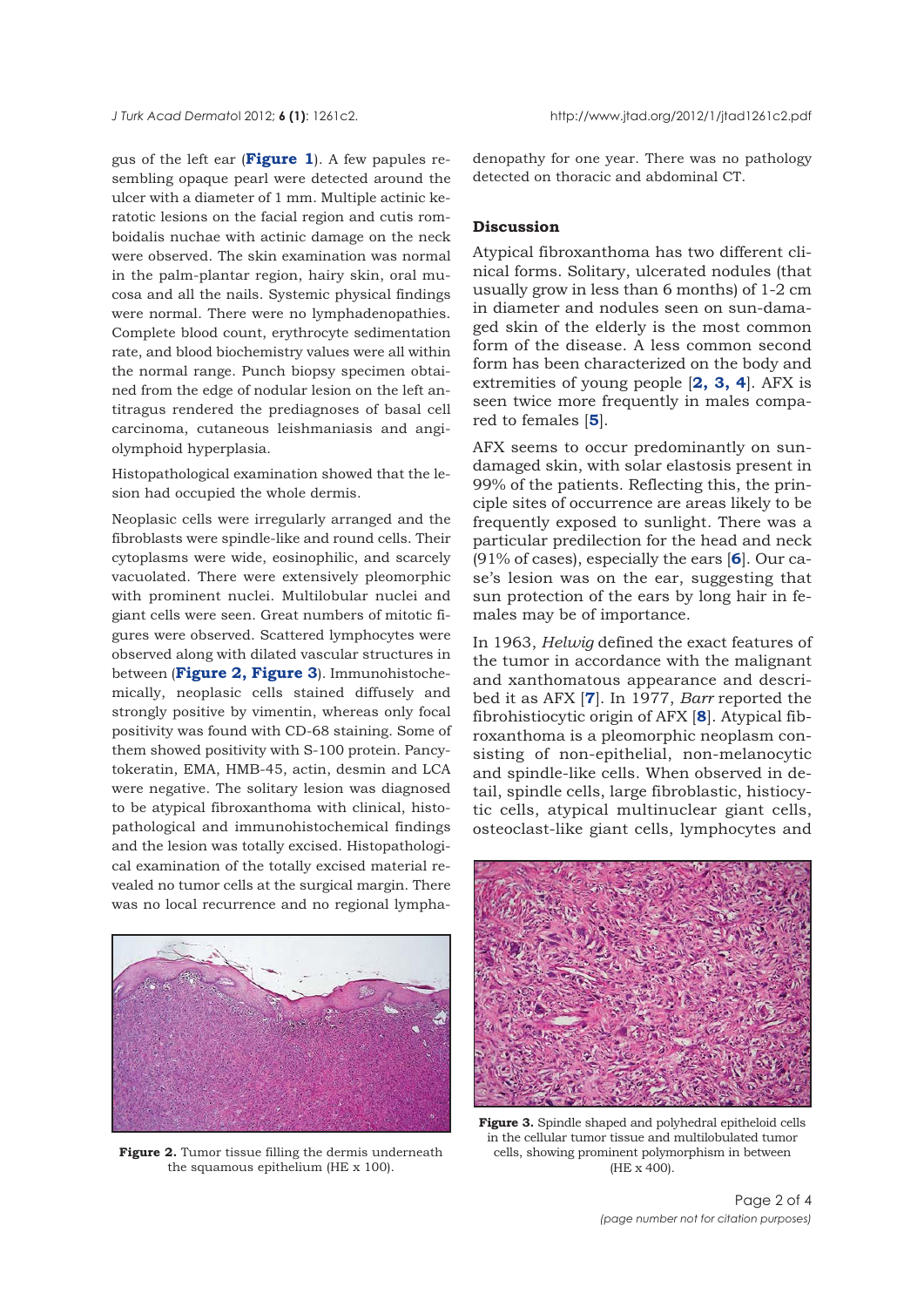gus of the left ear (**Figure 1**). A few papules resembling opaque pearl were detected around the ulcer with a diameter of 1 mm. Multiple actinic keratotic lesions on the facial region and cutis romboidalis nuchae with actinic damage on the neck were observed. The skin examination was normal in the palm-plantar region, hairy skin, oral mucosa and all the nails. Systemic physical findings were normal. There were no lymphadenopathies. Complete blood count, erythrocyte sedimentation rate, and blood biochemistry values were all within the normal range. Punch biopsy specimen obtained from the edge of nodular lesion on the left antitragus rendered the prediagnoses of basal cell carcinoma, cutaneous leishmaniasis and angiolymphoid hyperplasia.

Histopathological examination showed that the lesion had occupied the whole dermis.

Neoplasic cells were irregularly arranged and the fibroblasts were spindle-like and round cells. Their cytoplasms were wide, eosinophilic, and scarcely vacuolated. There were extensively pleomorphic with prominent nuclei. Multilobular nuclei and giant cells were seen. Great numbers of mitotic figures were observed. Scattered lymphocytes were observed along with dilated vascular structures in between (**Figure 2, Figure 3**). Immunohistochemically, neoplasic cells stained diffusely and strongly positive by vimentin, whereas only focal positivity was found with CD-68 staining. Some of them showed positivity with S-100 protein. Pancytokeratin, EMA, HMB-45, actin, desmin and LCA were negative. The solitary lesion was diagnosed to be atypical fibroxanthoma with clinical, histopathological and immunohistochemical findings and the lesion was totally excised. Histopathological examination of the totally excised material revealed no tumor cells at the surgical margin. There was no local recurrence and no regional lymphadenopathy for one year. There was no pathology detected on thoracic and abdominal CT.

**Figure 2.** Tumor tissue filling the dermis underneath the squamous epithelium (HE x 100).

## Discussion

Atypical fibroxanthoma has two different clinical forms. Solitary, ulcerated nodules (that usually grow in less than 6 months) of 1-2 cm in diameter and nodules seen on sun-damaged skin of the elderly is the most common form of the disease. A less common second form has been characterized on the body and extremities of young people [**2, 3, 4**]. AFX is seen twice more frequently in males compared to females [**5**].

AFX seems to occur predominantly on sun-damaged skin, with solar elastosis present in 99% of the patients. Reflecting this, the principle sites of occurrence are areas likely to be frequently exposed to sunlight. There was a particular predilection for the head and neck (91% of cases), especially the ears [**6**]. Our case's lesion was on the ear, suggesting that sun protection of the ears by long hair in females may be of importance.

In 1963, *Helwig* defined the exact features of the tumor in accordance with the malignant and xanthomatous appearance and described it as AFX [**7**]. In 1977, *Barr* reported the fibrohistiocytic origin of AFX [**8**]. Atypical fibroxanthoma is a pleomorphic neoplasm consisting of non-epithelial, non-melanocytic and spindle-like cells. When observed in detail, spindle cells, large fibroblastic, histiocytic cells, atypical multinuclear giant cells, osteoclast-like giant cells, lymphocytes and

**Figure 3.** Spindle shaped and polyhedral epitheloid cells in the cellular tumor tissue and multilobulated tumor cells, showing prominent polymorphism in between (HE x 400).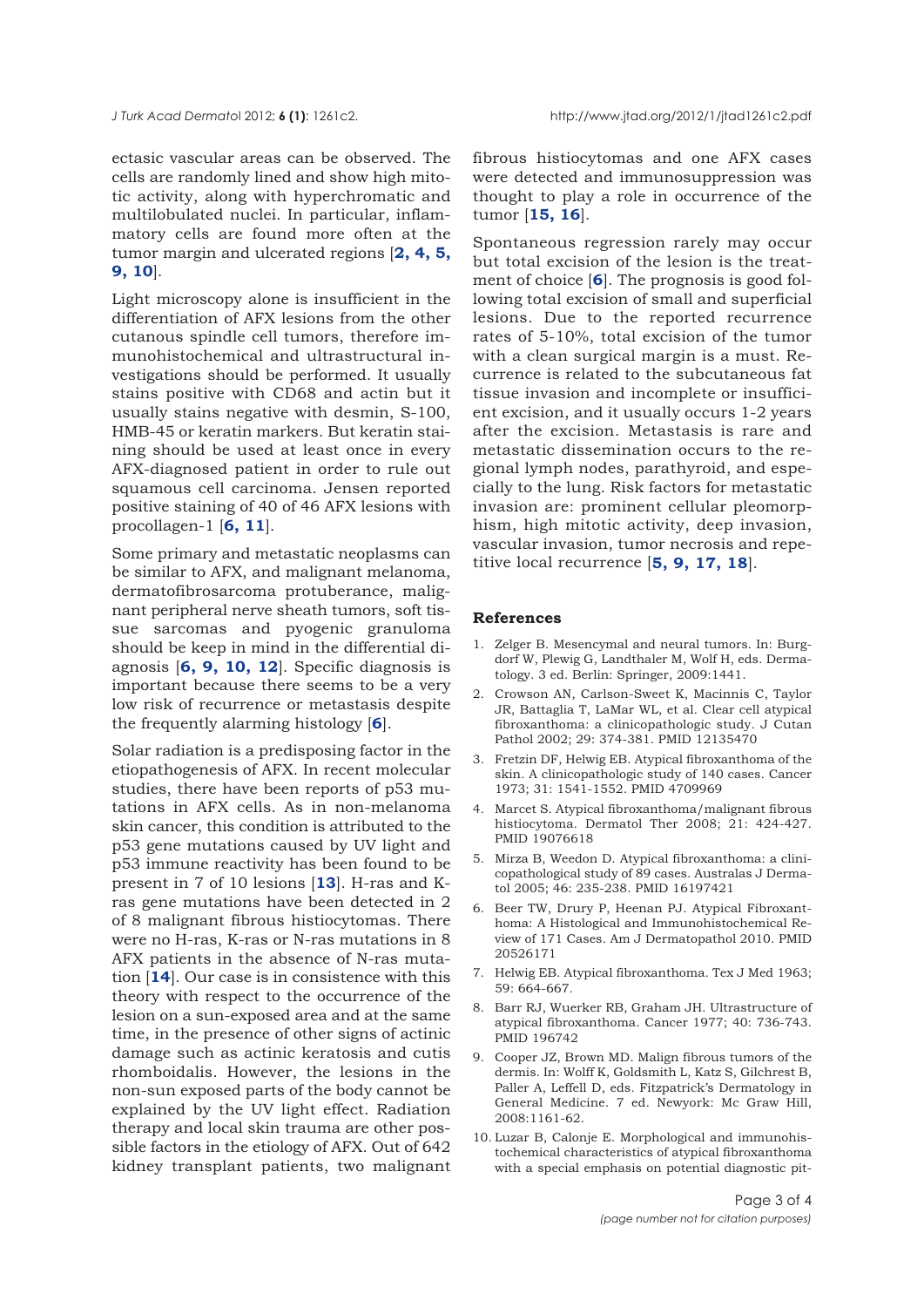ectasic vascular areas can be observed. The cells are randomly lined and show high mitotic activity, along with hyperchromatic and multilobulated nuclei. In particular, inflammatory cells are found more often at the tumor margin and ulcerated regions [**2, 4, 5, 9, 10**].

Light microscopy alone is insufficient in the differentiation of AFX lesions from the other cutanous spindle cell tumors, therefore immunohistochemical and ultrastructural investigations should be performed. It usually stains positive with CD68 and actin but it usually stains negative with desmin, S-100, HMB-45 or keratin markers. But keratin staining should be used at least once in every AFX-diagnosed patient in order to rule out squamous cell carcinoma. Jensen reported positive staining of 40 of 46 AFX lesions with procollagen-1 [**6, 11**].

Some primary and metastatic neoplasms can be similar to AFX, and malignant melanoma, dermatofibrosarcoma protuberance, malignant peripheral nerve sheath tumors, soft tissue sarcomas and pyogenic granuloma should be keep in mind in the differential diagnosis [**6, 9, 10, 12**]. Specific diagnosis is important because there seems to be a very low risk of recurrence or metastasis despite the frequently alarming histology [**6**].

Solar radiation is a predisposing factor in the etiopathogenesis of AFX. In recent molecular studies, there have been reports of p53 mutations in AFX cells. As in non-melanoma skin cancer, this condition is attributed to the p53 gene mutations caused by UV light and p53 immune reactivity has been found to be present in 7 of 10 lesions [**13**]. H-ras and K-ras gene mutations have been detected in 2 of 8 malignant fibrous histiocytomas. There were no H-ras, K-ras or N-ras mutations in 8 AFX patients in the absence of N-ras mutation [**14**]. Our case is in consistence with this theory with respect to the occurrence of the lesion on a sun-exposed area and at the same time, in the presence of other signs of actinic damage such as actinic keratosis and cutis rhomboidalis. However, the lesions in the non-sun exposed parts of the body cannot be explained by the UV light effect. Radiation therapy and local skin trauma are other possible factors in the etiology of AFX. Out of 642 kidney transplant patients, two malignant fibrous histiocytomas and one AFX cases were detected and immunosuppression was thought to play a role in occurrence of the tumor [**15, 16**].

Spontaneous regression rarely may occur but total excision of the lesion is the treatment of choice [**6**]. The prognosis is good following total excision of small and superficial lesions. Due to the reported recurrence rates of 5-10%, total excision of the tumor with a clean surgical margin is a must. Recurrence is related to the subcutaneous fat tissue invasion and incomplete or insufficient excision, and it usually occurs 1-2 years after the excision. Metastasis is rare and metastatic dissemination occurs to the regional lymph nodes, parathyroid, and especially to the lung. Risk factors for metastatic invasion are: prominent cellular pleomorphism, high mitotic activity, deep invasion, vascular invasion, tumor necrosis and repetitive local recurrence [**5, 9, 17, 18**].

## References

1. Zelger B. Mesencymal and neural tumors. In: Burgdorf W, Plewig G, Landthaler M, Wolf H, eds. Dermatology. 3 ed. Berlin: Springer, 2009:1441.
2. Crowson AN, Carlson-Sweet K, Macinnis C, Taylor JR, Battaglia T, LaMar WL, et al. Clear cell atypical fibroxanthoma: a clinicopathologic study. J Cutan Pathol 2002; 29: 374-381. PMID 12135470
3. Fretzin DF, Helwig EB. Atypical fibroxanthoma of the skin. A clinicopathologic study of 140 cases. Cancer 1973; 31: 1541-1552. PMID 4709969
4. Marcet S. Atypical fibroxanthoma/malignant fibrous histiocytoma. Dermatol Ther 2008; 21: 424-427. PMID 19076618
5. Mirza B, Weedon D. Atypical fibroxanthoma: a clinicopathological study of 89 cases. Australas J Dermatol 2005; 46: 235-238. PMID 16197421
6. Beer TW, Drury P, Heenan PJ. Atypical Fibroxanthoma: A Histological and Immunohistochemical Review of 171 Cases. Am J Dermatopathol 2010. PMID 20526171
7. Helwig EB. Atypical fibroxanthoma. Tex J Med 1963; 59: 664-667.
8. Barr RJ, Wuerker RB, Graham JH. Ultrastructure of atypical fibroxanthoma. Cancer 1977; 40: 736-743. PMID 196742
9. Cooper JZ, Brown MD. Malign fibrous tumors of the dermis. In: Wolff K, Goldsmith L, Katz S, Gilchrest B, Paller A, Leffell D, eds. Fitzpatrick's Dermatology in General Medicine. 7 ed. Newyork: Mc Graw Hill, 2008:1161-62.
10. Luzar B, Calonje E. Morphological and immunohistochemical characteristics of atypical fibroxanthoma with a special emphasis on potential diagnostic pit-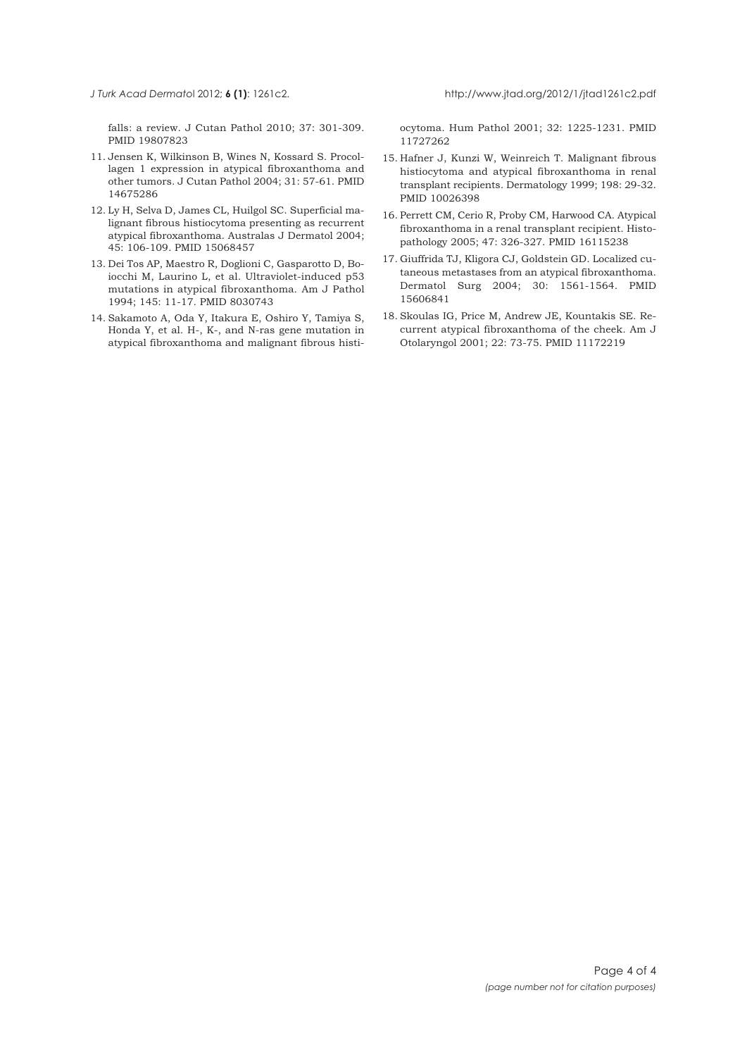falls: a review. J Cutan Pathol 2010; 37: 301-309. PMID 19807823

11. Jensen K, Wilkinson B, Wines N, Kossard S. Procollagen 1 expression in atypical fibroxanthoma and other tumors. J Cutan Pathol 2004; 31: 57-61. PMID 14675286
12. Ly H, Selva D, James CL, Huilgol SC. Superficial malignant fibrous histiocytoma presenting as recurrent atypical fibroxanthoma. Australas J Dermatol 2004; 45: 106-109. PMID 15068457
13. Dei Tos AP, Maestro R, Doglioni C, Gasparotto D, Boiocchi M, Laurino L, et al. Ultraviolet-induced p53 mutations in atypical fibroxanthoma. Am J Pathol 1994; 145: 11-17. PMID 8030743
14. Sakamoto A, Oda Y, Itakura E, Oshiro Y, Tamiya S, Honda Y, et al. H-, K-, and N-ras gene mutation in atypical fibroxanthoma and malignant fibrous histiocytoma. Hum Pathol 2001; 32: 1225-1231. PMID 11727262
15. Hafner J, Kunzi W, Weinreich T. Malignant fibrous histiocytoma and atypical fibroxanthoma in renal transplant recipients. Dermatology 1999; 198: 29-32. PMID 10026398
16. Perrett CM, Cerio R, Proby CM, Harwood CA. Atypical fibroxanthoma in a renal transplant recipient. Histopathology 2005; 47: 326-327. PMID 16115238
17. Giuffrida TJ, Kligora CJ, Goldstein GD. Localized cutaneous metastases from an atypical fibroxanthoma. Dermatol Surg 2004; 30: 1561-1564. PMID 15606841
18. Skoulas IG, Price M, Andrew JE, Kountakis SE. Recurrent atypical fibroxanthoma of the cheek. Am J Otolaryngol 2001; 22: 73-75. PMID 11172219